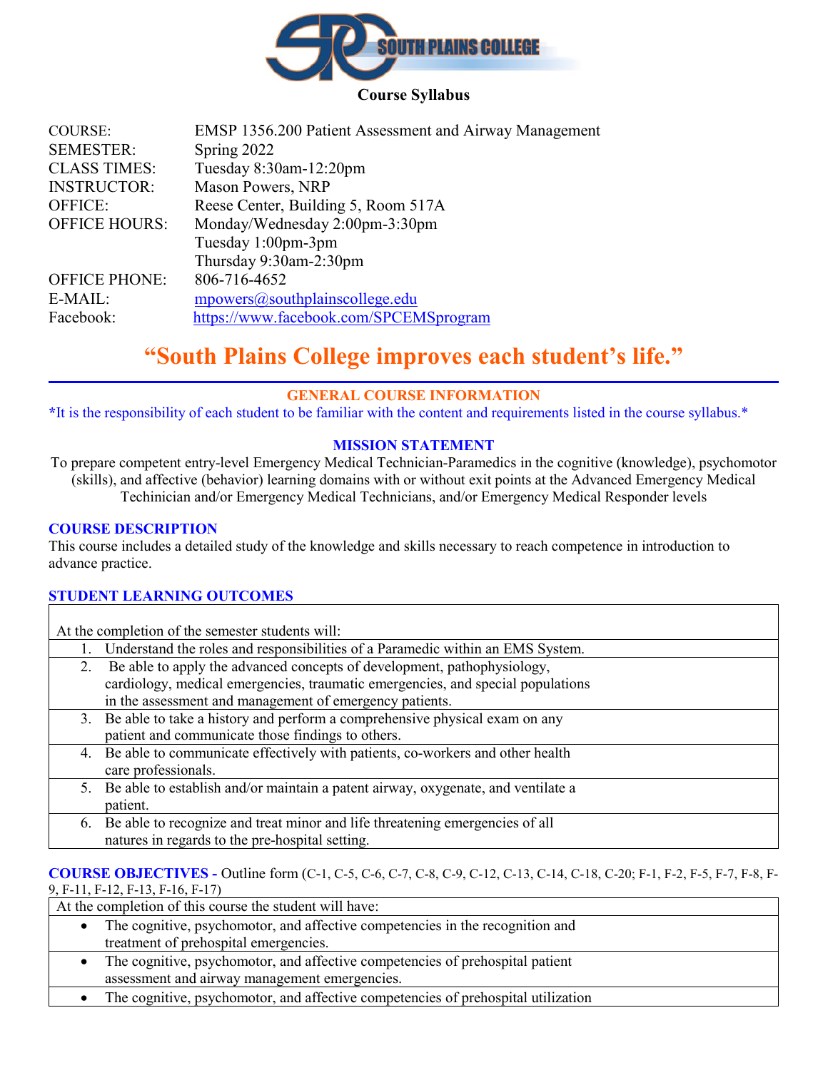**Course Syllabus**

| | |
|---|---|
| COURSE: | EMSP 1356.200 Patient Assessment and Airway Management |
| SEMESTER: | Spring 2022 |
| CLASS TIMES: | Tuesday 8:30am-12:20pm |
| INSTRUCTOR: | Mason Powers, NRP |
| OFFICE: | Reese Center, Building 5, Room 517A |
| OFFICE HOURS: | Monday/Wednesday 2:00pm-3:30pm<br>Tuesday 1:00pm-3pm<br>Thursday 9:30am-2:30pm |
| OFFICE PHONE: | 806-716-4652 |
| E-MAIL: | mpowers@southplainscollege.edu |
| Facebook: | https://www.facebook.com/SPCEMSprogram |

# "South Plains College improves each student's life."

## GENERAL COURSE INFORMATION

*It is the responsibility of each student to be familiar with the content and requirements listed in the course syllabus.*

## MISSION STATEMENT

To prepare competent entry-level Emergency Medical Technician-Paramedics in the cognitive (knowledge), psychomotor (skills), and affective (behavior) learning domains with or without exit points at the Advanced Emergency Medical Techinician and/or Emergency Medical Technicians, and/or Emergency Medical Responder levels

## COURSE DESCRIPTION

This course includes a detailed study of the knowledge and skills necessary to reach competence in introduction to advance practice.

## STUDENT LEARNING OUTCOMES

At the completion of the semester students will:

1. Understand the roles and responsibilities of a Paramedic within an EMS System.
2. Be able to apply the advanced concepts of development, pathophysiology, cardiology, medical emergencies, traumatic emergencies, and special populations in the assessment and management of emergency patients.
3. Be able to take a history and perform a comprehensive physical exam on any patient and communicate those findings to others.
4. Be able to communicate effectively with patients, co-workers and other health care professionals.
5. Be able to establish and/or maintain a patent airway, oxygenate, and ventilate a patient.
6. Be able to recognize and treat minor and life threatening emergencies of all natures in regards to the pre-hospital setting.

## COURSE OBJECTIVES - Outline form (C-1, C-5, C-6, C-7, C-8, C-9, C-12, C-13, C-14, C-18, C-20; F-1, F-2, F-5, F-7, F-8, F-9, F-11, F-12, F-13, F-16, F-17)

At the completion of this course the student will have:

- The cognitive, psychomotor, and affective competencies in the recognition and treatment of prehospital emergencies.
- The cognitive, psychomotor, and affective competencies of prehospital patient assessment and airway management emergencies.
- The cognitive, psychomotor, and affective competencies of prehospital utilization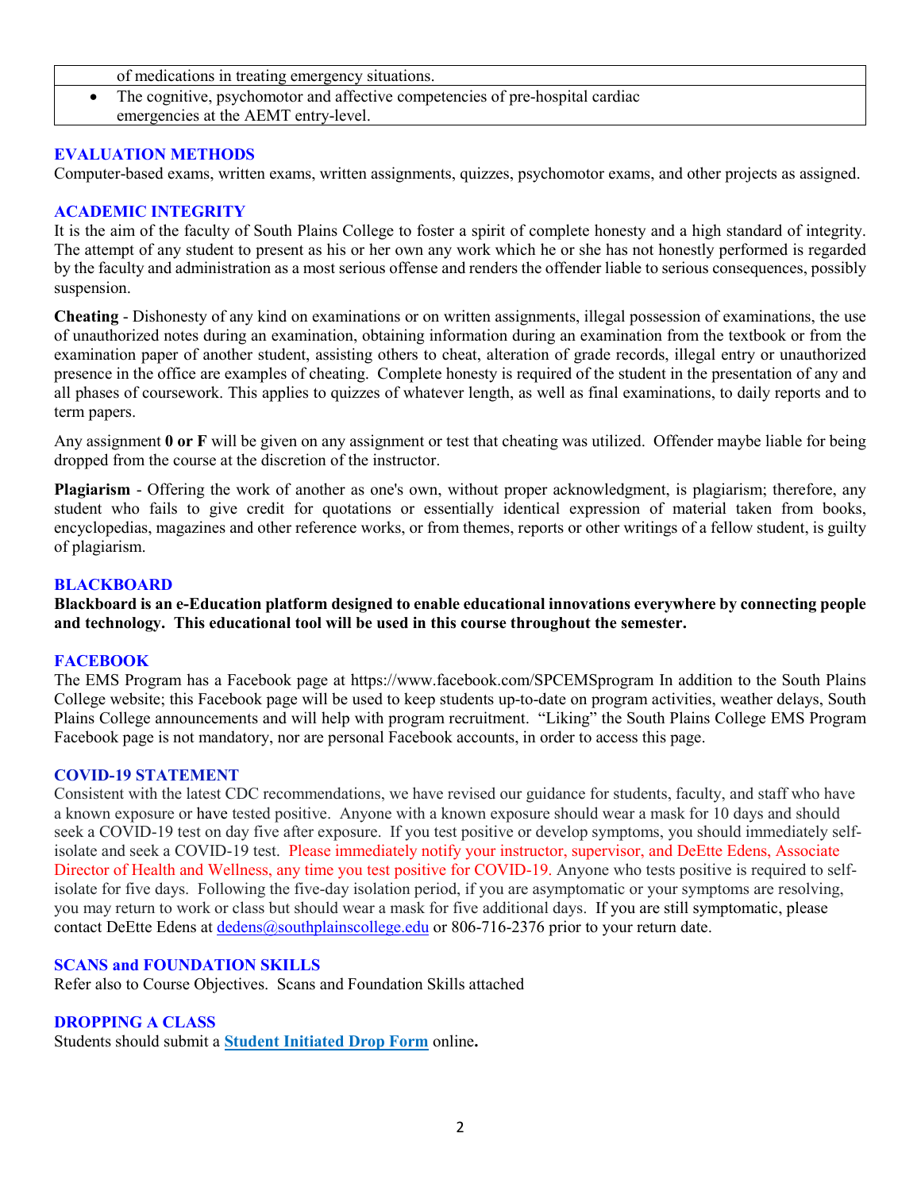| of medications in treating emergency situations. |
|---|
| • The cognitive, psychomotor and affective competencies of pre-hospital cardiac emergencies at the AEMT entry-level. |

## EVALUATION METHODS

Computer-based exams, written exams, written assignments, quizzes, psychomotor exams, and other projects as assigned.

## ACADEMIC INTEGRITY

It is the aim of the faculty of South Plains College to foster a spirit of complete honesty and a high standard of integrity. The attempt of any student to present as his or her own any work which he or she has not honestly performed is regarded by the faculty and administration as a most serious offense and renders the offender liable to serious consequences, possibly suspension.

**Cheating** - Dishonesty of any kind on examinations or on written assignments, illegal possession of examinations, the use of unauthorized notes during an examination, obtaining information during an examination from the textbook or from the examination paper of another student, assisting others to cheat, alteration of grade records, illegal entry or unauthorized presence in the office are examples of cheating. Complete honesty is required of the student in the presentation of any and all phases of coursework. This applies to quizzes of whatever length, as well as final examinations, to daily reports and to term papers.

Any assignment **0 or F** will be given on any assignment or test that cheating was utilized. Offender maybe liable for being dropped from the course at the discretion of the instructor.

**Plagiarism** - Offering the work of another as one's own, without proper acknowledgment, is plagiarism; therefore, any student who fails to give credit for quotations or essentially identical expression of material taken from books, encyclopedias, magazines and other reference works, or from themes, reports or other writings of a fellow student, is guilty of plagiarism.

## BLACKBOARD

**Blackboard is an e-Education platform designed to enable educational innovations everywhere by connecting people and technology. This educational tool will be used in this course throughout the semester.**

## FACEBOOK

The EMS Program has a Facebook page at https://www.facebook.com/SPCEMSprogram In addition to the South Plains College website; this Facebook page will be used to keep students up-to-date on program activities, weather delays, South Plains College announcements and will help with program recruitment. "Liking" the South Plains College EMS Program Facebook page is not mandatory, nor are personal Facebook accounts, in order to access this page.

## COVID-19 STATEMENT

Consistent with the latest CDC recommendations, we have revised our guidance for students, faculty, and staff who have a known exposure or have tested positive. Anyone with a known exposure should wear a mask for 10 days and should seek a COVID-19 test on day five after exposure. If you test positive or develop symptoms, you should immediately self-isolate and seek a COVID-19 test. Please immediately notify your instructor, supervisor, and DeEtte Edens, Associate Director of Health and Wellness, any time you test positive for COVID-19. Anyone who tests positive is required to self-isolate for five days. Following the five-day isolation period, if you are asymptomatic or your symptoms are resolving, you may return to work or class but should wear a mask for five additional days. If you are still symptomatic, please contact DeEtte Edens at dedens@southplainscollege.edu or 806-716-2376 prior to your return date.

## SCANS and FOUNDATION SKILLS

Refer also to Course Objectives. Scans and Foundation Skills attached

## DROPPING A CLASS

Students should submit a **Student Initiated Drop Form** online**.**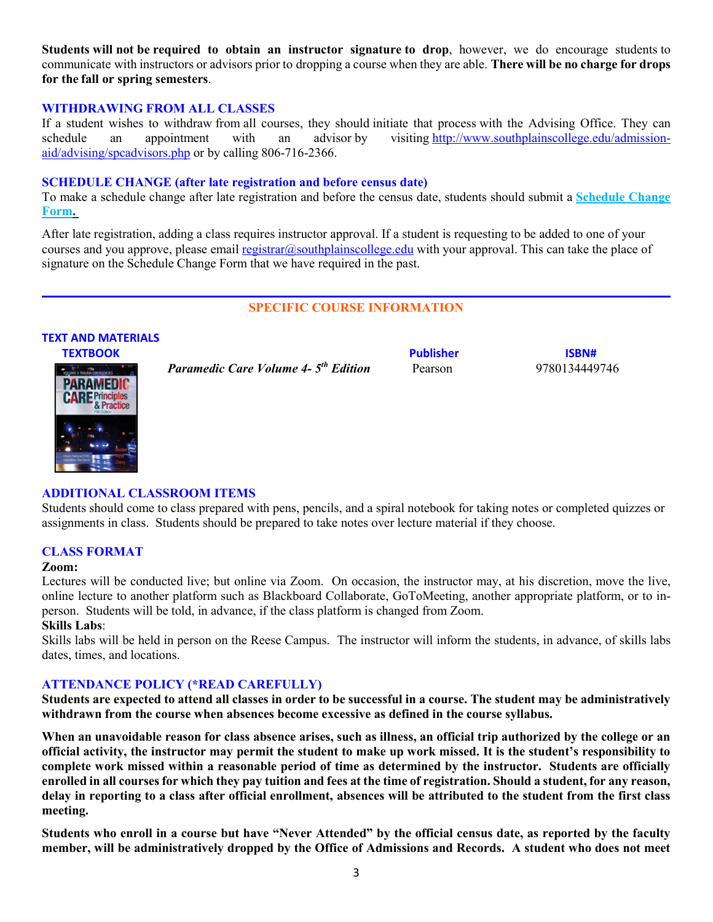**Students will not be required to obtain an instructor signature to drop**, however, we do encourage students to communicate with instructors or advisors prior to dropping a course when they are able. **There will be no charge for drops for the fall or spring semesters**.

## WITHDRAWING FROM ALL CLASSES

If a student wishes to withdraw from all courses, they should initiate that process with the Advising Office. They can schedule an appointment with an advisor by visiting http://www.southplainscollege.edu/admission-aid/advising/spcadvisors.php or by calling 806-716-2366.

## SCHEDULE CHANGE (after late registration and before census date)

To make a schedule change after late registration and before the census date, students should submit a **Schedule Change Form.**

After late registration, adding a class requires instructor approval. If a student is requesting to be added to one of your courses and you approve, please email registrar@southplainscollege.edu with your approval. This can take the place of signature on the Schedule Change Form that we have required in the past.

---

# SPECIFIC COURSE INFORMATION

## TEXT AND MATERIALS

| TEXTBOOK | Publisher | ISBN# |
|---|---|---|
| ***Paramedic Care Volume 4- 5th Edition*** | Pearson | 9780134449746 |

## ADDITIONAL CLASSROOM ITEMS

Students should come to class prepared with pens, pencils, and a spiral notebook for taking notes or completed quizzes or assignments in class. Students should be prepared to take notes over lecture material if they choose.

## CLASS FORMAT

**Zoom:**

Lectures will be conducted live; but online via Zoom. On occasion, the instructor may, at his discretion, move the live, online lecture to another platform such as Blackboard Collaborate, GoToMeeting, another appropriate platform, or to in-person. Students will be told, in advance, if the class platform is changed from Zoom.

**Skills Labs**:

Skills labs will be held in person on the Reese Campus. The instructor will inform the students, in advance, of skills labs dates, times, and locations.

## ATTENDANCE POLICY (*READ CAREFULLY)

**Students are expected to attend all classes in order to be successful in a course. The student may be administratively withdrawn from the course when absences become excessive as defined in the course syllabus.**

**When an unavoidable reason for class absence arises, such as illness, an official trip authorized by the college or an official activity, the instructor may permit the student to make up work missed. It is the student's responsibility to complete work missed within a reasonable period of time as determined by the instructor. Students are officially enrolled in all courses for which they pay tuition and fees at the time of registration. Should a student, for any reason, delay in reporting to a class after official enrollment, absences will be attributed to the student from the first class meeting.**

**Students who enroll in a course but have "Never Attended" by the official census date, as reported by the faculty member, will be administratively dropped by the Office of Admissions and Records. A student who does not meet**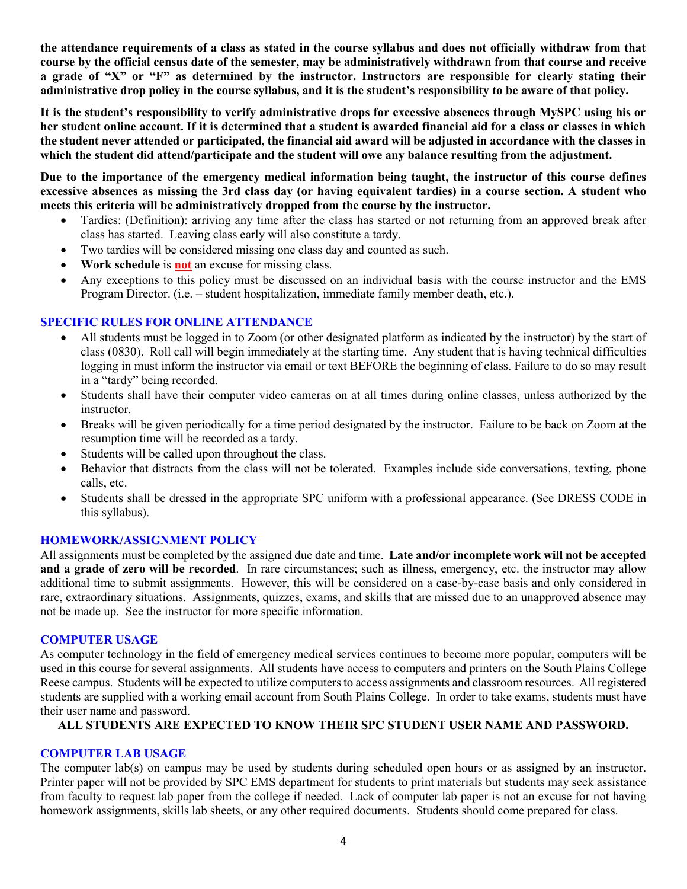**the attendance requirements of a class as stated in the course syllabus and does not officially withdraw from that course by the official census date of the semester, may be administratively withdrawn from that course and receive a grade of "X" or "F" as determined by the instructor. Instructors are responsible for clearly stating their administrative drop policy in the course syllabus, and it is the student's responsibility to be aware of that policy.**

**It is the student's responsibility to verify administrative drops for excessive absences through MySPC using his or her student online account. If it is determined that a student is awarded financial aid for a class or classes in which the student never attended or participated, the financial aid award will be adjusted in accordance with the classes in which the student did attend/participate and the student will owe any balance resulting from the adjustment.**

**Due to the importance of the emergency medical information being taught, the instructor of this course defines excessive absences as missing the 3rd class day (or having equivalent tardies) in a course section. A student who meets this criteria will be administratively dropped from the course by the instructor.**

- Tardies: (Definition): arriving any time after the class has started or not returning from an approved break after class has started. Leaving class early will also constitute a tardy.
- Two tardies will be considered missing one class day and counted as such.
- **Work schedule** is **not** an excuse for missing class.
- Any exceptions to this policy must be discussed on an individual basis with the course instructor and the EMS Program Director. (i.e. – student hospitalization, immediate family member death, etc.).

## SPECIFIC RULES FOR ONLINE ATTENDANCE

- All students must be logged in to Zoom (or other designated platform as indicated by the instructor) by the start of class (0830). Roll call will begin immediately at the starting time. Any student that is having technical difficulties logging in must inform the instructor via email or text BEFORE the beginning of class. Failure to do so may result in a "tardy" being recorded.
- Students shall have their computer video cameras on at all times during online classes, unless authorized by the instructor.
- Breaks will be given periodically for a time period designated by the instructor. Failure to be back on Zoom at the resumption time will be recorded as a tardy.
- Students will be called upon throughout the class.
- Behavior that distracts from the class will not be tolerated. Examples include side conversations, texting, phone calls, etc.
- Students shall be dressed in the appropriate SPC uniform with a professional appearance. (See DRESS CODE in this syllabus).

## HOMEWORK/ASSIGNMENT POLICY

All assignments must be completed by the assigned due date and time. **Late and/or incomplete work will not be accepted and a grade of zero will be recorded**. In rare circumstances; such as illness, emergency, etc. the instructor may allow additional time to submit assignments. However, this will be considered on a case-by-case basis and only considered in rare, extraordinary situations. Assignments, quizzes, exams, and skills that are missed due to an unapproved absence may not be made up. See the instructor for more specific information.

## COMPUTER USAGE

As computer technology in the field of emergency medical services continues to become more popular, computers will be used in this course for several assignments. All students have access to computers and printers on the South Plains College Reese campus. Students will be expected to utilize computers to access assignments and classroom resources. All registered students are supplied with a working email account from South Plains College. In order to take exams, students must have their user name and password.

**ALL STUDENTS ARE EXPECTED TO KNOW THEIR SPC STUDENT USER NAME AND PASSWORD.**

## COMPUTER LAB USAGE

The computer lab(s) on campus may be used by students during scheduled open hours or as assigned by an instructor. Printer paper will not be provided by SPC EMS department for students to print materials but students may seek assistance from faculty to request lab paper from the college if needed. Lack of computer lab paper is not an excuse for not having homework assignments, skills lab sheets, or any other required documents. Students should come prepared for class.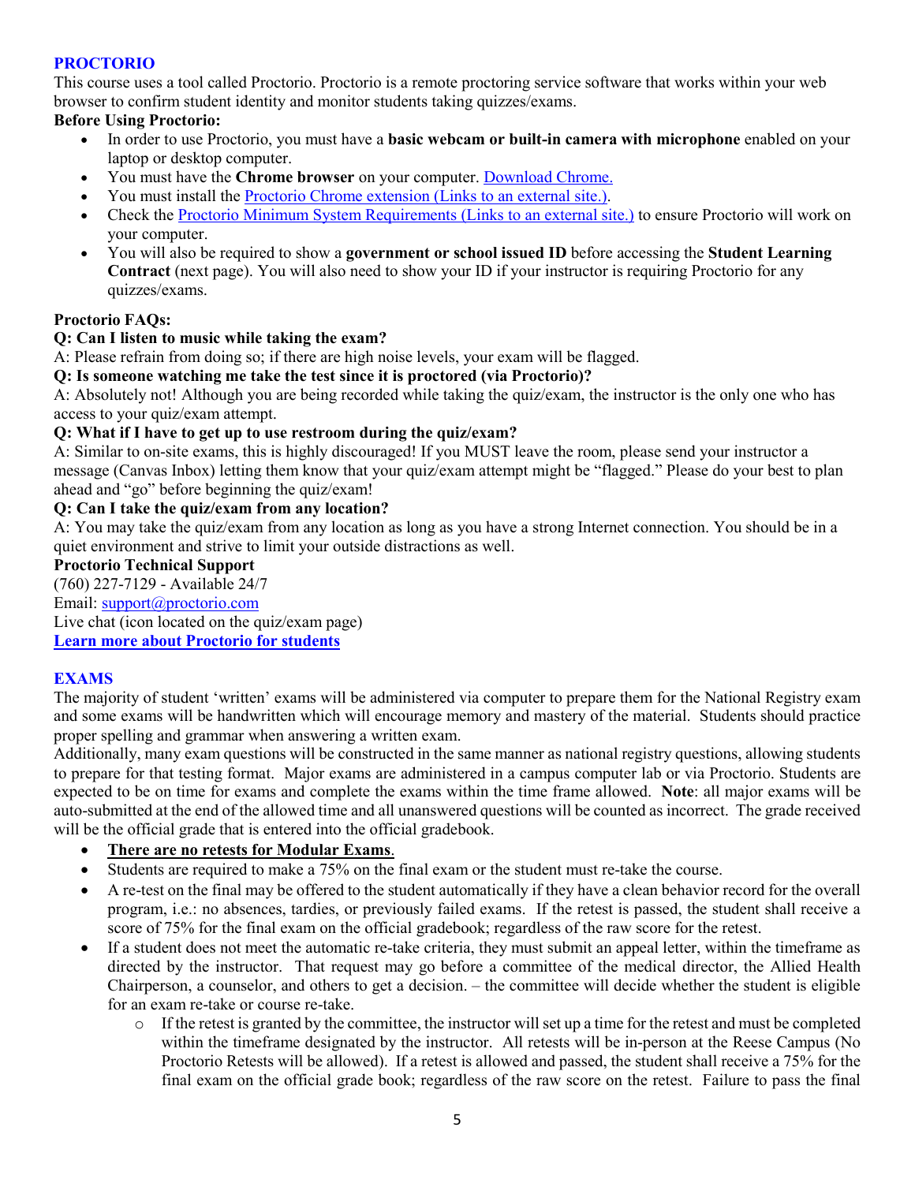## PROCTORIO

This course uses a tool called Proctorio. Proctorio is a remote proctoring service software that works within your web browser to confirm student identity and monitor students taking quizzes/exams.

**Before Using Proctorio:**

- In order to use Proctorio, you must have a **basic webcam or built-in camera with microphone** enabled on your laptop or desktop computer.
- You must have the **Chrome browser** on your computer. [Download Chrome.](#)
- You must install the [Proctorio Chrome extension (Links to an external site.)](#).
- Check the [Proctorio Minimum System Requirements (Links to an external site.)](#) to ensure Proctorio will work on your computer.
- You will also be required to show a **government or school issued ID** before accessing the **Student Learning Contract** (next page). You will also need to show your ID if your instructor is requiring Proctorio for any quizzes/exams.

**Proctorio FAQs:**

**Q: Can I listen to music while taking the exam?**

A: Please refrain from doing so; if there are high noise levels, your exam will be flagged.

**Q: Is someone watching me take the test since it is proctored (via Proctorio)?**

A: Absolutely not! Although you are being recorded while taking the quiz/exam, the instructor is the only one who has access to your quiz/exam attempt.

**Q: What if I have to get up to use restroom during the quiz/exam?**

A: Similar to on-site exams, this is highly discouraged! If you MUST leave the room, please send your instructor a message (Canvas Inbox) letting them know that your quiz/exam attempt might be "flagged." Please do your best to plan ahead and "go" before beginning the quiz/exam!

**Q: Can I take the quiz/exam from any location?**

A: You may take the quiz/exam from any location as long as you have a strong Internet connection. You should be in a quiet environment and strive to limit your outside distractions as well.

**Proctorio Technical Support**

(760) 227-7129 - Available 24/7

Email: [support@proctorio.com](mailto:support@proctorio.com)

Live chat (icon located on the quiz/exam page)

[**Learn more about Proctorio for students**](#)

## EXAMS

The majority of student 'written' exams will be administered via computer to prepare them for the National Registry exam and some exams will be handwritten which will encourage memory and mastery of the material. Students should practice proper spelling and grammar when answering a written exam.

Additionally, many exam questions will be constructed in the same manner as national registry questions, allowing students to prepare for that testing format. Major exams are administered in a campus computer lab or via Proctorio. Students are expected to be on time for exams and complete the exams within the time frame allowed. **Note**: all major exams will be auto-submitted at the end of the allowed time and all unanswered questions will be counted as incorrect. The grade received will be the official grade that is entered into the official gradebook.

- **There are no retests for Modular Exams**.
- Students are required to make a 75% on the final exam or the student must re-take the course.
- A re-test on the final may be offered to the student automatically if they have a clean behavior record for the overall program, i.e.: no absences, tardies, or previously failed exams. If the retest is passed, the student shall receive a score of 75% for the final exam on the official gradebook; regardless of the raw score for the retest.
- If a student does not meet the automatic re-take criteria, they must submit an appeal letter, within the timeframe as directed by the instructor. That request may go before a committee of the medical director, the Allied Health Chairperson, a counselor, and others to get a decision. – the committee will decide whether the student is eligible for an exam re-take or course re-take.
  - If the retest is granted by the committee, the instructor will set up a time for the retest and must be completed within the timeframe designated by the instructor. All retests will be in-person at the Reese Campus (No Proctorio Retests will be allowed). If a retest is allowed and passed, the student shall receive a 75% for the final exam on the official grade book; regardless of the raw score on the retest. Failure to pass the final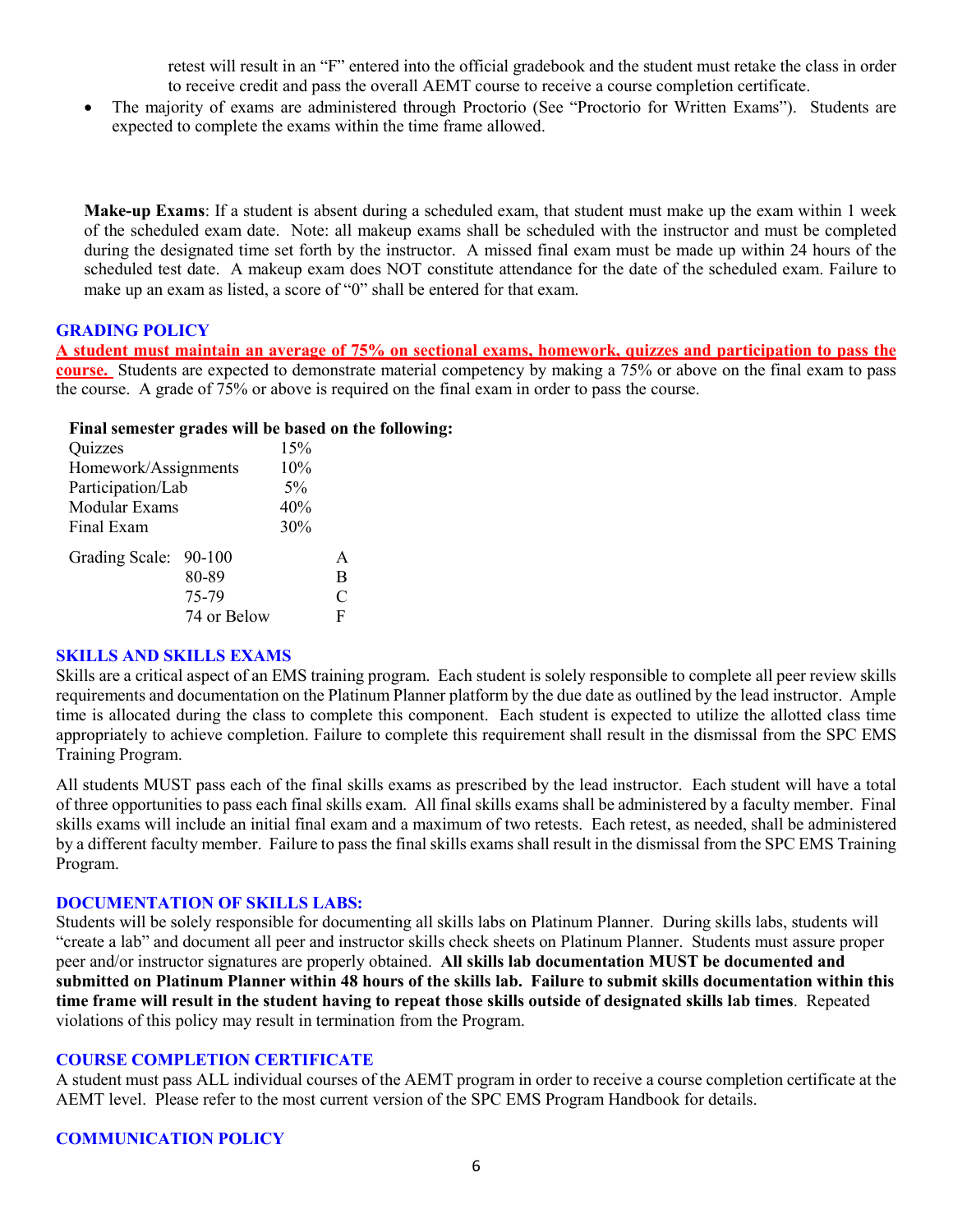retest will result in an "F" entered into the official gradebook and the student must retake the class in order to receive credit and pass the overall AEMT course to receive a course completion certificate.

- The majority of exams are administered through Proctorio (See "Proctorio for Written Exams"). Students are expected to complete the exams within the time frame allowed.

**Make-up Exams**: If a student is absent during a scheduled exam, that student must make up the exam within 1 week of the scheduled exam date. Note: all makeup exams shall be scheduled with the instructor and must be completed during the designated time set forth by the instructor. A missed final exam must be made up within 24 hours of the scheduled test date. A makeup exam does NOT constitute attendance for the date of the scheduled exam. Failure to make up an exam as listed, a score of "0" shall be entered for that exam.

## GRADING POLICY

**A student must maintain an average of 75% on sectional exams, homework, quizzes and participation to pass the course.** Students are expected to demonstrate material competency by making a 75% or above on the final exam to pass the course. A grade of 75% or above is required on the final exam in order to pass the course.

**Final semester grades will be based on the following:**

| Category | Weight |
|---|---|
| Quizzes | 15% |
| Homework/Assignments | 10% |
| Participation/Lab | 5% |
| Modular Exams | 40% |
| Final Exam | 30% |

| Grading Scale: | |
|---|---|
| 90-100 | A |
| 80-89 | B |
| 75-79 | C |
| 74 or Below | F |

## SKILLS AND SKILLS EXAMS

Skills are a critical aspect of an EMS training program. Each student is solely responsible to complete all peer review skills requirements and documentation on the Platinum Planner platform by the due date as outlined by the lead instructor. Ample time is allocated during the class to complete this component. Each student is expected to utilize the allotted class time appropriately to achieve completion. Failure to complete this requirement shall result in the dismissal from the SPC EMS Training Program.

All students MUST pass each of the final skills exams as prescribed by the lead instructor. Each student will have a total of three opportunities to pass each final skills exam. All final skills exams shall be administered by a faculty member. Final skills exams will include an initial final exam and a maximum of two retests. Each retest, as needed, shall be administered by a different faculty member. Failure to pass the final skills exams shall result in the dismissal from the SPC EMS Training Program.

## DOCUMENTATION OF SKILLS LABS:

Students will be solely responsible for documenting all skills labs on Platinum Planner. During skills labs, students will "create a lab" and document all peer and instructor skills check sheets on Platinum Planner. Students must assure proper peer and/or instructor signatures are properly obtained. **All skills lab documentation MUST be documented and submitted on Platinum Planner within 48 hours of the skills lab. Failure to submit skills documentation within this time frame will result in the student having to repeat those skills outside of designated skills lab times**. Repeated violations of this policy may result in termination from the Program.

## COURSE COMPLETION CERTIFICATE

A student must pass ALL individual courses of the AEMT program in order to receive a course completion certificate at the AEMT level. Please refer to the most current version of the SPC EMS Program Handbook for details.

## COMMUNICATION POLICY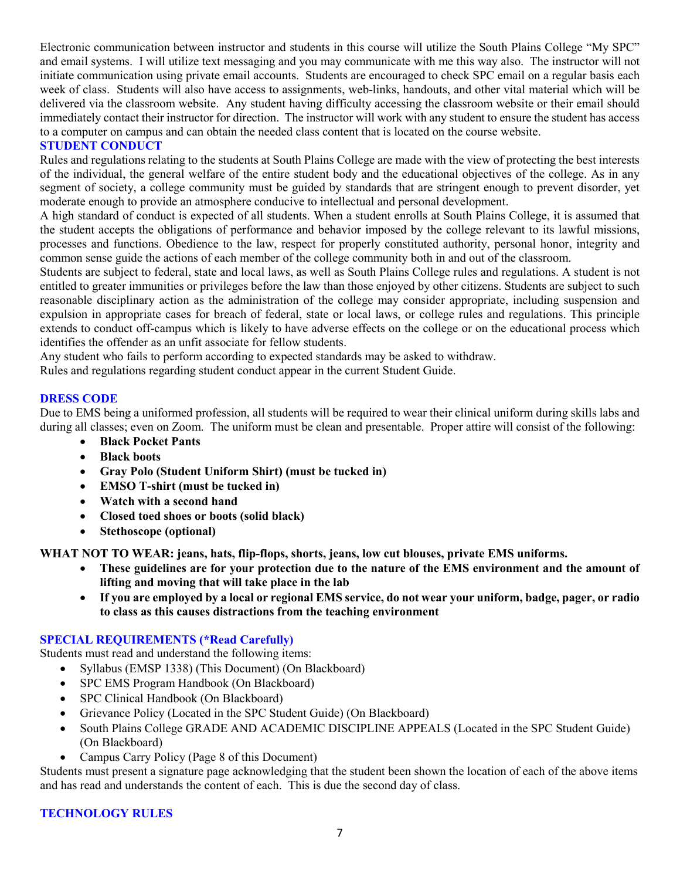Electronic communication between instructor and students in this course will utilize the South Plains College "My SPC" and email systems. I will utilize text messaging and you may communicate with me this way also. The instructor will not initiate communication using private email accounts. Students are encouraged to check SPC email on a regular basis each week of class. Students will also have access to assignments, web-links, handouts, and other vital material which will be delivered via the classroom website. Any student having difficulty accessing the classroom website or their email should immediately contact their instructor for direction. The instructor will work with any student to ensure the student has access to a computer on campus and can obtain the needed class content that is located on the course website.

## STUDENT CONDUCT

Rules and regulations relating to the students at South Plains College are made with the view of protecting the best interests of the individual, the general welfare of the entire student body and the educational objectives of the college. As in any segment of society, a college community must be guided by standards that are stringent enough to prevent disorder, yet moderate enough to provide an atmosphere conducive to intellectual and personal development.

A high standard of conduct is expected of all students. When a student enrolls at South Plains College, it is assumed that the student accepts the obligations of performance and behavior imposed by the college relevant to its lawful missions, processes and functions. Obedience to the law, respect for properly constituted authority, personal honor, integrity and common sense guide the actions of each member of the college community both in and out of the classroom.

Students are subject to federal, state and local laws, as well as South Plains College rules and regulations. A student is not entitled to greater immunities or privileges before the law than those enjoyed by other citizens. Students are subject to such reasonable disciplinary action as the administration of the college may consider appropriate, including suspension and expulsion in appropriate cases for breach of federal, state or local laws, or college rules and regulations. This principle extends to conduct off-campus which is likely to have adverse effects on the college or on the educational process which identifies the offender as an unfit associate for fellow students.

Any student who fails to perform according to expected standards may be asked to withdraw.

Rules and regulations regarding student conduct appear in the current Student Guide.

## DRESS CODE

Due to EMS being a uniformed profession, all students will be required to wear their clinical uniform during skills labs and during all classes; even on Zoom. The uniform must be clean and presentable. Proper attire will consist of the following:

- **Black Pocket Pants**
- **Black boots**
- **Gray Polo (Student Uniform Shirt) (must be tucked in)**
- **EMSO T-shirt (must be tucked in)**
- **Watch with a second hand**
- **Closed toed shoes or boots (solid black)**
- **Stethoscope (optional)**

**WHAT NOT TO WEAR: jeans, hats, flip-flops, shorts, jeans, low cut blouses, private EMS uniforms.**

- **These guidelines are for your protection due to the nature of the EMS environment and the amount of lifting and moving that will take place in the lab**
- **If you are employed by a local or regional EMS service, do not wear your uniform, badge, pager, or radio to class as this causes distractions from the teaching environment**

## SPECIAL REQUIREMENTS (*Read Carefully)

Students must read and understand the following items:

- Syllabus (EMSP 1338) (This Document) (On Blackboard)
- SPC EMS Program Handbook (On Blackboard)
- SPC Clinical Handbook (On Blackboard)
- Grievance Policy (Located in the SPC Student Guide) (On Blackboard)
- South Plains College GRADE AND ACADEMIC DISCIPLINE APPEALS (Located in the SPC Student Guide) (On Blackboard)
- Campus Carry Policy (Page 8 of this Document)

Students must present a signature page acknowledging that the student been shown the location of each of the above items and has read and understands the content of each. This is due the second day of class.

## TECHNOLOGY RULES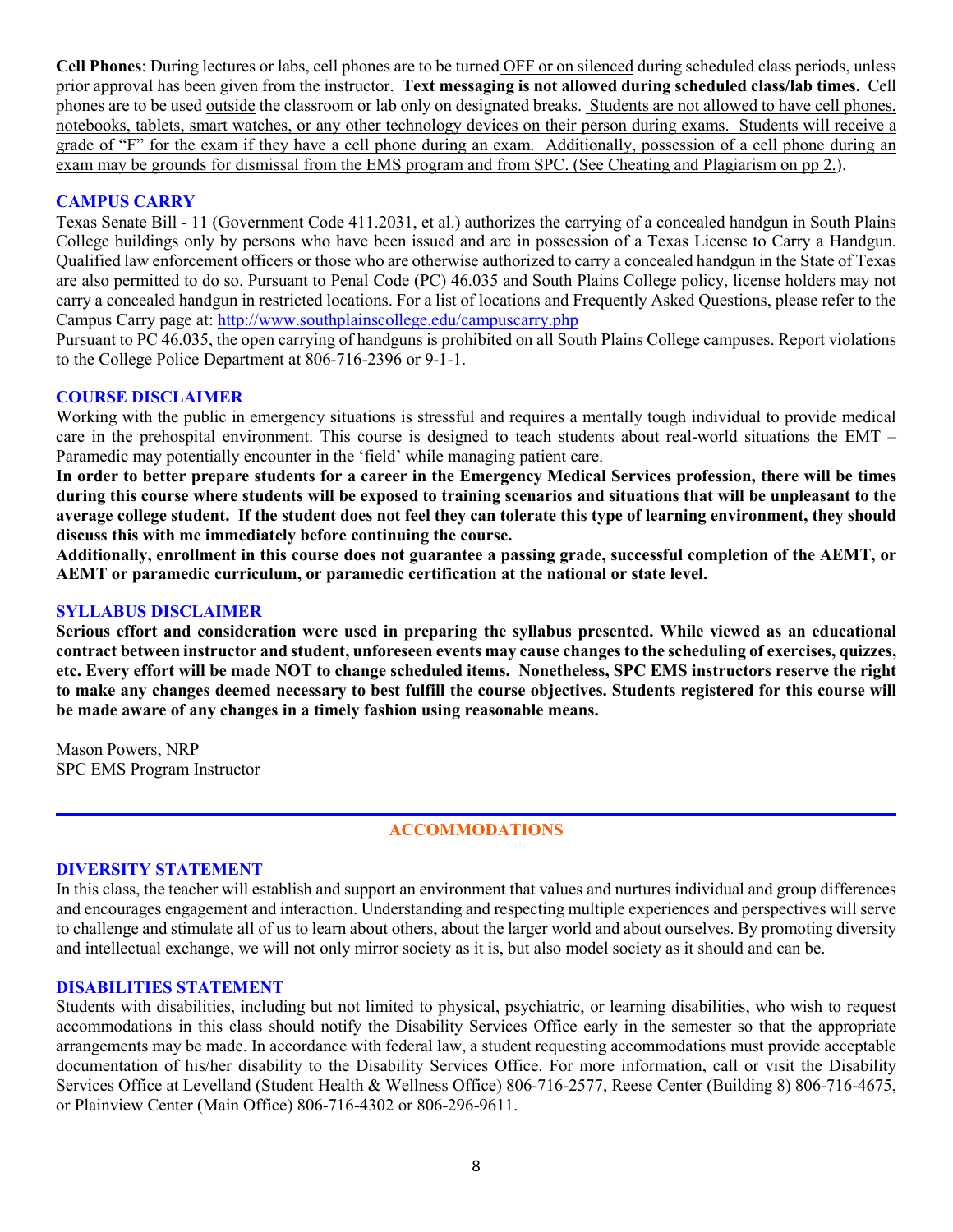**Cell Phones**: During lectures or labs, cell phones are to be turned OFF or on silenced during scheduled class periods, unless prior approval has been given from the instructor. **Text messaging is not allowed during scheduled class/lab times.** Cell phones are to be used outside the classroom or lab only on designated breaks. Students are not allowed to have cell phones, notebooks, tablets, smart watches, or any other technology devices on their person during exams. Students will receive a grade of "F" for the exam if they have a cell phone during an exam. Additionally, possession of a cell phone during an exam may be grounds for dismissal from the EMS program and from SPC. (See Cheating and Plagiarism on pp 2.).

### CAMPUS CARRY

Texas Senate Bill - 11 (Government Code 411.2031, et al.) authorizes the carrying of a concealed handgun in South Plains College buildings only by persons who have been issued and are in possession of a Texas License to Carry a Handgun. Qualified law enforcement officers or those who are otherwise authorized to carry a concealed handgun in the State of Texas are also permitted to do so. Pursuant to Penal Code (PC) 46.035 and South Plains College policy, license holders may not carry a concealed handgun in restricted locations. For a list of locations and Frequently Asked Questions, please refer to the Campus Carry page at: http://www.southplainscollege.edu/campuscarry.php

Pursuant to PC 46.035, the open carrying of handguns is prohibited on all South Plains College campuses. Report violations to the College Police Department at 806-716-2396 or 9-1-1.

### COURSE DISCLAIMER

Working with the public in emergency situations is stressful and requires a mentally tough individual to provide medical care in the prehospital environment. This course is designed to teach students about real-world situations the EMT – Paramedic may potentially encounter in the 'field' while managing patient care.

**In order to better prepare students for a career in the Emergency Medical Services profession, there will be times during this course where students will be exposed to training scenarios and situations that will be unpleasant to the average college student. If the student does not feel they can tolerate this type of learning environment, they should discuss this with me immediately before continuing the course.**

**Additionally, enrollment in this course does not guarantee a passing grade, successful completion of the AEMT, or AEMT or paramedic curriculum, or paramedic certification at the national or state level.**

### SYLLABUS DISCLAIMER

**Serious effort and consideration were used in preparing the syllabus presented. While viewed as an educational contract between instructor and student, unforeseen events may cause changes to the scheduling of exercises, quizzes, etc. Every effort will be made NOT to change scheduled items. Nonetheless, SPC EMS instructors reserve the right to make any changes deemed necessary to best fulfill the course objectives. Students registered for this course will be made aware of any changes in a timely fashion using reasonable means.**

Mason Powers, NRP
SPC EMS Program Instructor

---

## ACCOMMODATIONS

### DIVERSITY STATEMENT

In this class, the teacher will establish and support an environment that values and nurtures individual and group differences and encourages engagement and interaction. Understanding and respecting multiple experiences and perspectives will serve to challenge and stimulate all of us to learn about others, about the larger world and about ourselves. By promoting diversity and intellectual exchange, we will not only mirror society as it is, but also model society as it should and can be.

### DISABILITIES STATEMENT

Students with disabilities, including but not limited to physical, psychiatric, or learning disabilities, who wish to request accommodations in this class should notify the Disability Services Office early in the semester so that the appropriate arrangements may be made. In accordance with federal law, a student requesting accommodations must provide acceptable documentation of his/her disability to the Disability Services Office. For more information, call or visit the Disability Services Office at Levelland (Student Health & Wellness Office) 806-716-2577, Reese Center (Building 8) 806-716-4675, or Plainview Center (Main Office) 806-716-4302 or 806-296-9611.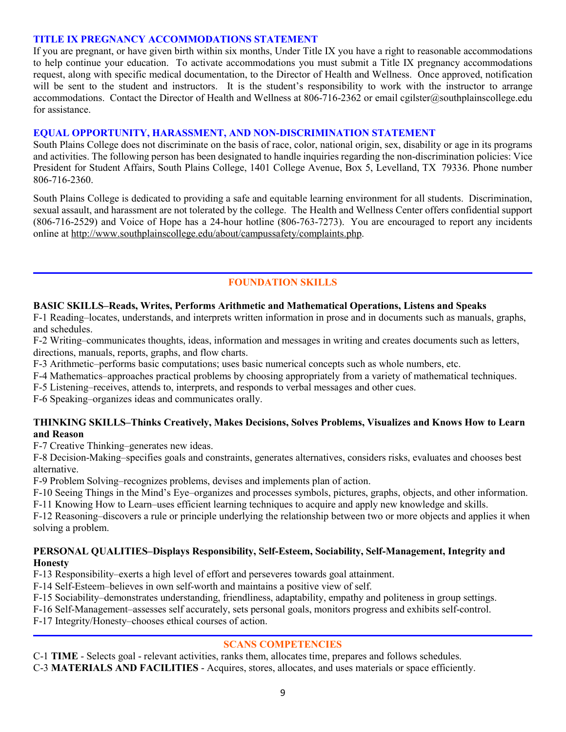## TITLE IX PREGNANCY ACCOMMODATIONS STATEMENT

If you are pregnant, or have given birth within six months, Under Title IX you have a right to reasonable accommodations to help continue your education. To activate accommodations you must submit a Title IX pregnancy accommodations request, along with specific medical documentation, to the Director of Health and Wellness. Once approved, notification will be sent to the student and instructors. It is the student's responsibility to work with the instructor to arrange accommodations. Contact the Director of Health and Wellness at 806-716-2362 or email cgilster@southplainscollege.edu for assistance.

## EQUAL OPPORTUNITY, HARASSMENT, AND NON-DISCRIMINATION STATEMENT

South Plains College does not discriminate on the basis of race, color, national origin, sex, disability or age in its programs and activities. The following person has been designated to handle inquiries regarding the non-discrimination policies: Vice President for Student Affairs, South Plains College, 1401 College Avenue, Box 5, Levelland, TX 79336. Phone number 806-716-2360.

South Plains College is dedicated to providing a safe and equitable learning environment for all students. Discrimination, sexual assault, and harassment are not tolerated by the college. The Health and Wellness Center offers confidential support (806-716-2529) and Voice of Hope has a 24-hour hotline (806-763-7273). You are encouraged to report any incidents online at http://www.southplainscollege.edu/about/campussafety/complaints.php.

---

## FOUNDATION SKILLS

**BASIC SKILLS–Reads, Writes, Performs Arithmetic and Mathematical Operations, Listens and Speaks**

F-1 Reading–locates, understands, and interprets written information in prose and in documents such as manuals, graphs, and schedules.
F-2 Writing–communicates thoughts, ideas, information and messages in writing and creates documents such as letters, directions, manuals, reports, graphs, and flow charts.
F-3 Arithmetic–performs basic computations; uses basic numerical concepts such as whole numbers, etc.
F-4 Mathematics–approaches practical problems by choosing appropriately from a variety of mathematical techniques.
F-5 Listening–receives, attends to, interprets, and responds to verbal messages and other cues.
F-6 Speaking–organizes ideas and communicates orally.

**THINKING SKILLS–Thinks Creatively, Makes Decisions, Solves Problems, Visualizes and Knows How to Learn and Reason**

F-7 Creative Thinking–generates new ideas.
F-8 Decision-Making–specifies goals and constraints, generates alternatives, considers risks, evaluates and chooses best alternative.
F-9 Problem Solving–recognizes problems, devises and implements plan of action.
F-10 Seeing Things in the Mind's Eye–organizes and processes symbols, pictures, graphs, objects, and other information.
F-11 Knowing How to Learn–uses efficient learning techniques to acquire and apply new knowledge and skills.
F-12 Reasoning–discovers a rule or principle underlying the relationship between two or more objects and applies it when solving a problem.

**PERSONAL QUALITIES–Displays Responsibility, Self-Esteem, Sociability, Self-Management, Integrity and Honesty**

F-13 Responsibility–exerts a high level of effort and perseveres towards goal attainment.
F-14 Self-Esteem–believes in own self-worth and maintains a positive view of self.
F-15 Sociability–demonstrates understanding, friendliness, adaptability, empathy and politeness in group settings.
F-16 Self-Management–assesses self accurately, sets personal goals, monitors progress and exhibits self-control.
F-17 Integrity/Honesty–chooses ethical courses of action.

---

## SCANS COMPETENCIES

C-1 **TIME** - Selects goal - relevant activities, ranks them, allocates time, prepares and follows schedules.
C-3 **MATERIALS AND FACILITIES** - Acquires, stores, allocates, and uses materials or space efficiently.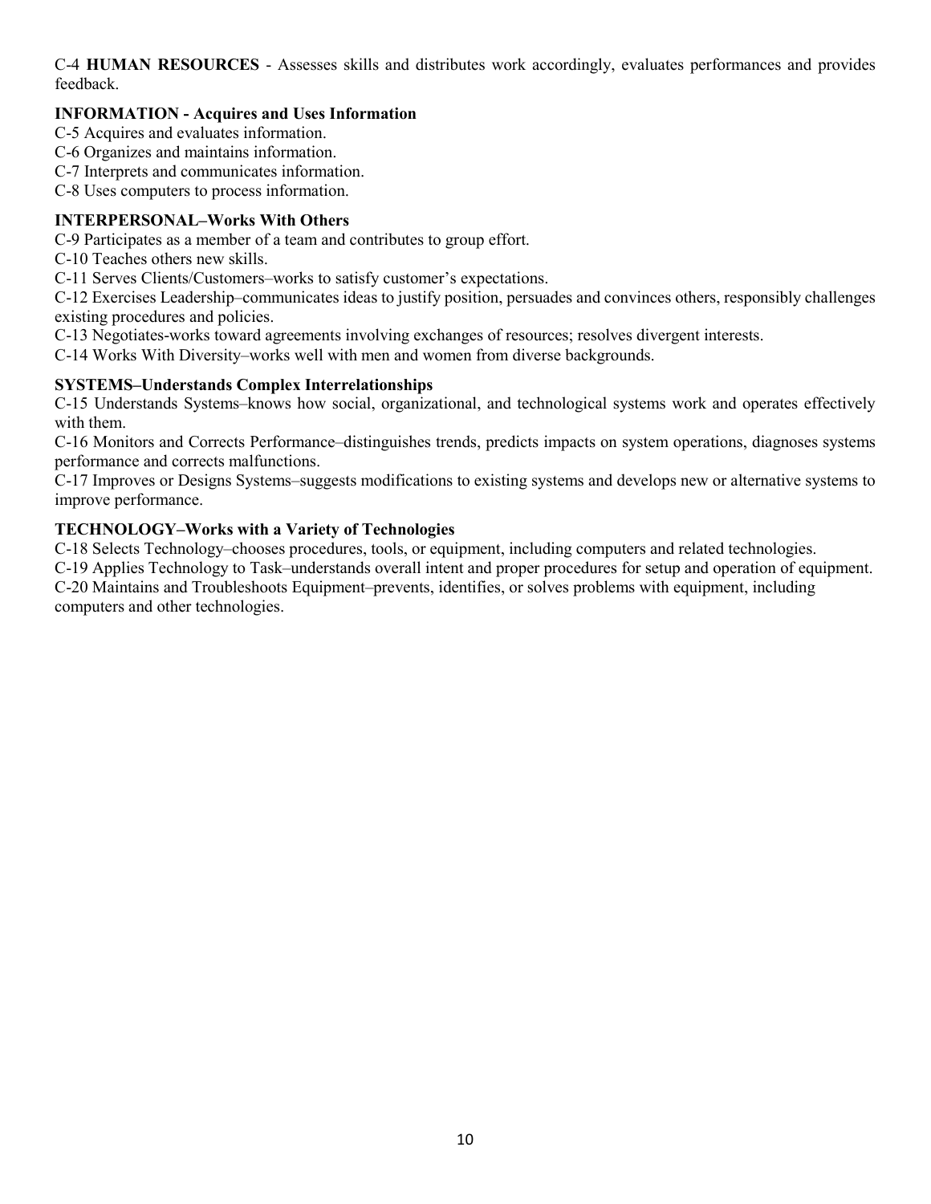C-4 **HUMAN RESOURCES** - Assesses skills and distributes work accordingly, evaluates performances and provides feedback.

**INFORMATION - Acquires and Uses Information**

C-5 Acquires and evaluates information.
C-6 Organizes and maintains information.
C-7 Interprets and communicates information.
C-8 Uses computers to process information.

**INTERPERSONAL–Works With Others**

C-9 Participates as a member of a team and contributes to group effort.
C-10 Teaches others new skills.
C-11 Serves Clients/Customers–works to satisfy customer's expectations.
C-12 Exercises Leadership–communicates ideas to justify position, persuades and convinces others, responsibly challenges existing procedures and policies.
C-13 Negotiates-works toward agreements involving exchanges of resources; resolves divergent interests.
C-14 Works With Diversity–works well with men and women from diverse backgrounds.

**SYSTEMS–Understands Complex Interrelationships**

C-15 Understands Systems–knows how social, organizational, and technological systems work and operates effectively with them.
C-16 Monitors and Corrects Performance–distinguishes trends, predicts impacts on system operations, diagnoses systems performance and corrects malfunctions.
C-17 Improves or Designs Systems–suggests modifications to existing systems and develops new or alternative systems to improve performance.

**TECHNOLOGY–Works with a Variety of Technologies**

C-18 Selects Technology–chooses procedures, tools, or equipment, including computers and related technologies.
C-19 Applies Technology to Task–understands overall intent and proper procedures for setup and operation of equipment.
C-20 Maintains and Troubleshoots Equipment–prevents, identifies, or solves problems with equipment, including computers and other technologies.